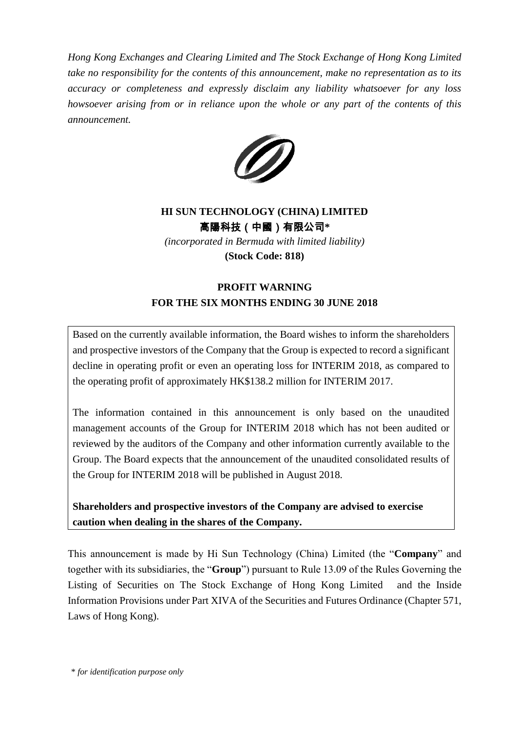*Hong Kong Exchanges and Clearing Limited and The Stock Exchange of Hong Kong Limited take no responsibility for the contents of this announcement, make no representation as to its accuracy or completeness and expressly disclaim any liability whatsoever for any loss howsoever arising from or in reliance upon the whole or any part of the contents of this announcement.*

**HI SUN TECHNOLOGY (CHINA) LIMITED**

**高陽科技（中國）有限公司\***

*(incorporated in Bermuda with limited liability)*

**(Stock Code: 818)**

# PROFIT WARNING FOR THE SIX MONTHS ENDING 30 JUNE 2018

Based on the currently available information, the Board wishes to inform the shareholders and prospective investors of the Company that the Group is expected to record a significant decline in operating profit or even an operating loss for INTERIM 2018, as compared to the operating profit of approximately HK$138.2 million for INTERIM 2017.

The information contained in this announcement is only based on the unaudited management accounts of the Group for INTERIM 2018 which has not been audited or reviewed by the auditors of the Company and other information currently available to the Group. The Board expects that the announcement of the unaudited consolidated results of the Group for INTERIM 2018 will be published in August 2018.

**Shareholders and prospective investors of the Company are advised to exercise caution when dealing in the shares of the Company.**

This announcement is made by Hi Sun Technology (China) Limited (the "**Company**" and together with its subsidiaries, the "**Group**") pursuant to Rule 13.09 of the Rules Governing the Listing of Securities on The Stock Exchange of Hong Kong Limited and the Inside Information Provisions under Part XIVA of the Securities and Futures Ordinance (Chapter 571, Laws of Hong Kong).

\* *for identification purpose only*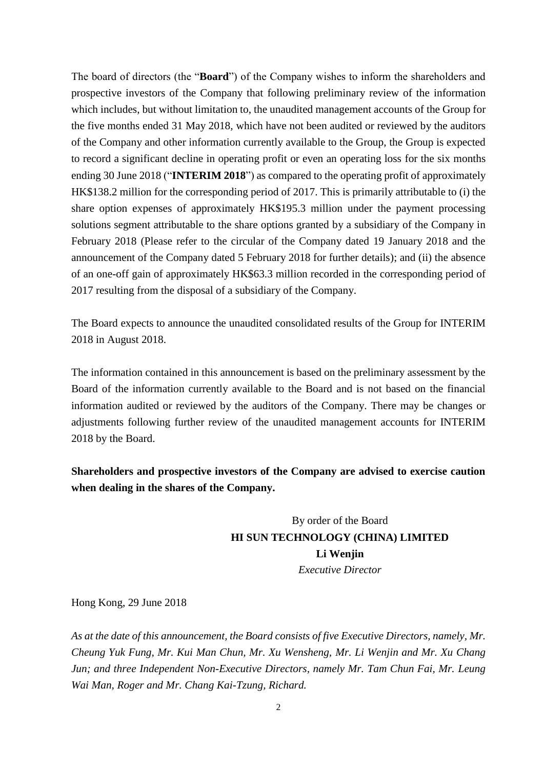The board of directors (the "**Board**") of the Company wishes to inform the shareholders and prospective investors of the Company that following preliminary review of the information which includes, but without limitation to, the unaudited management accounts of the Group for the five months ended 31 May 2018, which have not been audited or reviewed by the auditors of the Company and other information currently available to the Group, the Group is expected to record a significant decline in operating profit or even an operating loss for the six months ending 30 June 2018 ("**INTERIM 2018**") as compared to the operating profit of approximately HK$138.2 million for the corresponding period of 2017. This is primarily attributable to (i) the share option expenses of approximately HK$195.3 million under the payment processing solutions segment attributable to the share options granted by a subsidiary of the Company in February 2018 (Please refer to the circular of the Company dated 19 January 2018 and the announcement of the Company dated 5 February 2018 for further details); and (ii) the absence of an one-off gain of approximately HK$63.3 million recorded in the corresponding period of 2017 resulting from the disposal of a subsidiary of the Company.

The Board expects to announce the unaudited consolidated results of the Group for INTERIM 2018 in August 2018.

The information contained in this announcement is based on the preliminary assessment by the Board of the information currently available to the Board and is not based on the financial information audited or reviewed by the auditors of the Company. There may be changes or adjustments following further review of the unaudited management accounts for INTERIM 2018 by the Board.

**Shareholders and prospective investors of the Company are advised to exercise caution when dealing in the shares of the Company.**

By order of the Board
**HI SUN TECHNOLOGY (CHINA) LIMITED**
**Li Wenjin**
*Executive Director*

Hong Kong, 29 June 2018

*As at the date of this announcement, the Board consists of five Executive Directors, namely, Mr. Cheung Yuk Fung, Mr. Kui Man Chun, Mr. Xu Wensheng, Mr. Li Wenjin and Mr. Xu Chang Jun; and three Independent Non-Executive Directors, namely Mr. Tam Chun Fai, Mr. Leung Wai Man, Roger and Mr. Chang Kai-Tzung, Richard.*